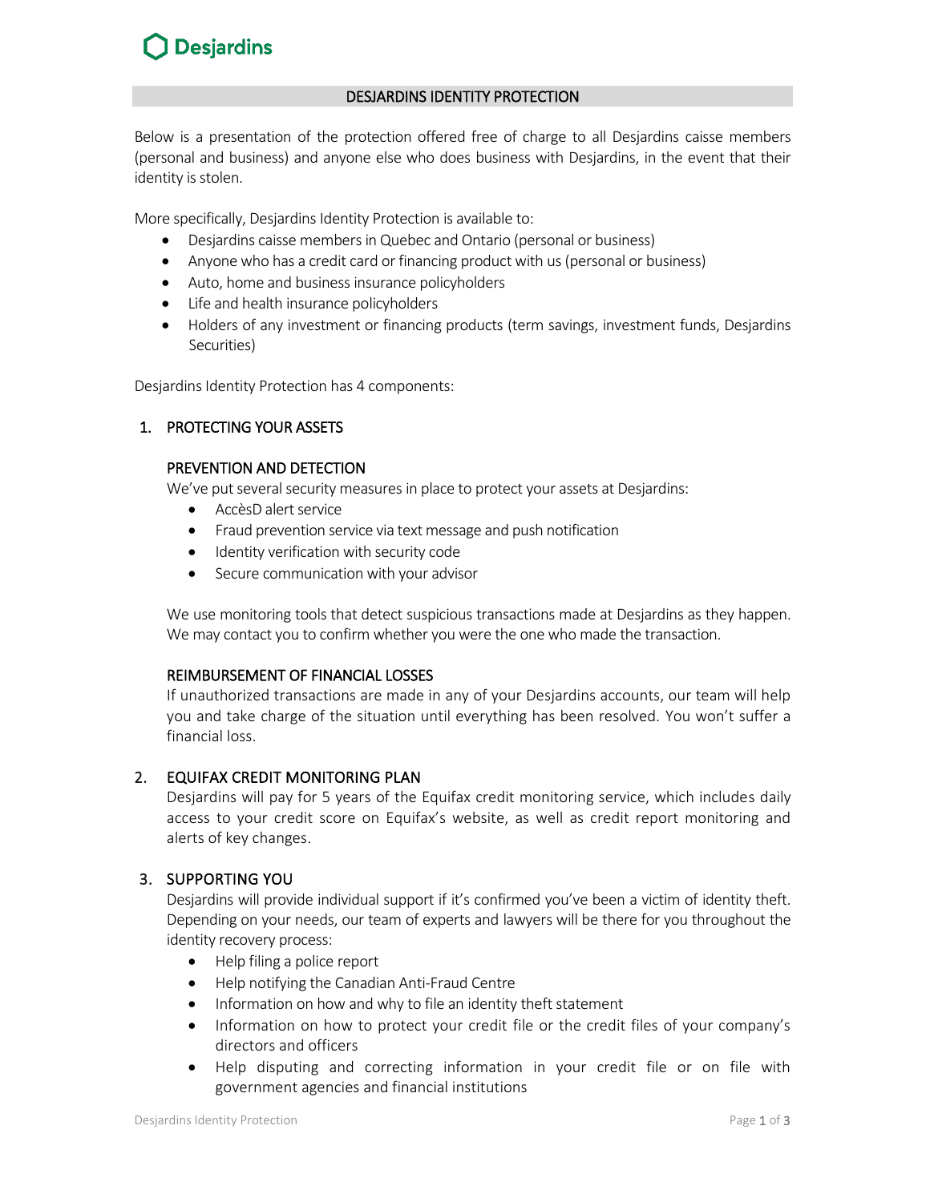Desjardins

# DESJARDINS IDENTITY PROTECTION

Below is a presentation of the protection offered free of charge to all Desjardins caisse members (personal and business) and anyone else who does business with Desjardins, in the event that their identity is stolen.

More specifically, Desjardins Identity Protection is available to:

- Desjardins caisse members in Quebec and Ontario (personal or business)
- Anyone who has a credit card or financing product with us (personal or business)
- Auto, home and business insurance policyholders
- Life and health insurance policyholders
- Holders of any investment or financing products (term savings, investment funds, Desjardins Securities)

Desjardins Identity Protection has 4 components:

## 1. PROTECTING YOUR ASSETS

### PREVENTION AND DETECTION

We've put several security measures in place to protect your assets at Desjardins:

- AccèsD alert service
- Fraud prevention service via text message and push notification
- Identity verification with security code
- Secure communication with your advisor

We use monitoring tools that detect suspicious transactions made at Desjardins as they happen. We may contact you to confirm whether you were the one who made the transaction.

### REIMBURSEMENT OF FINANCIAL LOSSES

If unauthorized transactions are made in any of your Desjardins accounts, our team will help you and take charge of the situation until everything has been resolved. You won't suffer a financial loss.

## 2. EQUIFAX CREDIT MONITORING PLAN

Desjardins will pay for 5 years of the Equifax credit monitoring service, which includes daily access to your credit score on Equifax's website, as well as credit report monitoring and alerts of key changes.

## 3. SUPPORTING YOU

Desjardins will provide individual support if it's confirmed you've been a victim of identity theft. Depending on your needs, our team of experts and lawyers will be there for you throughout the identity recovery process:

- Help filing a police report
- Help notifying the Canadian Anti-Fraud Centre
- Information on how and why to file an identity theft statement
- Information on how to protect your credit file or the credit files of your company's directors and officers
- Help disputing and correcting information in your credit file or on file with government agencies and financial institutions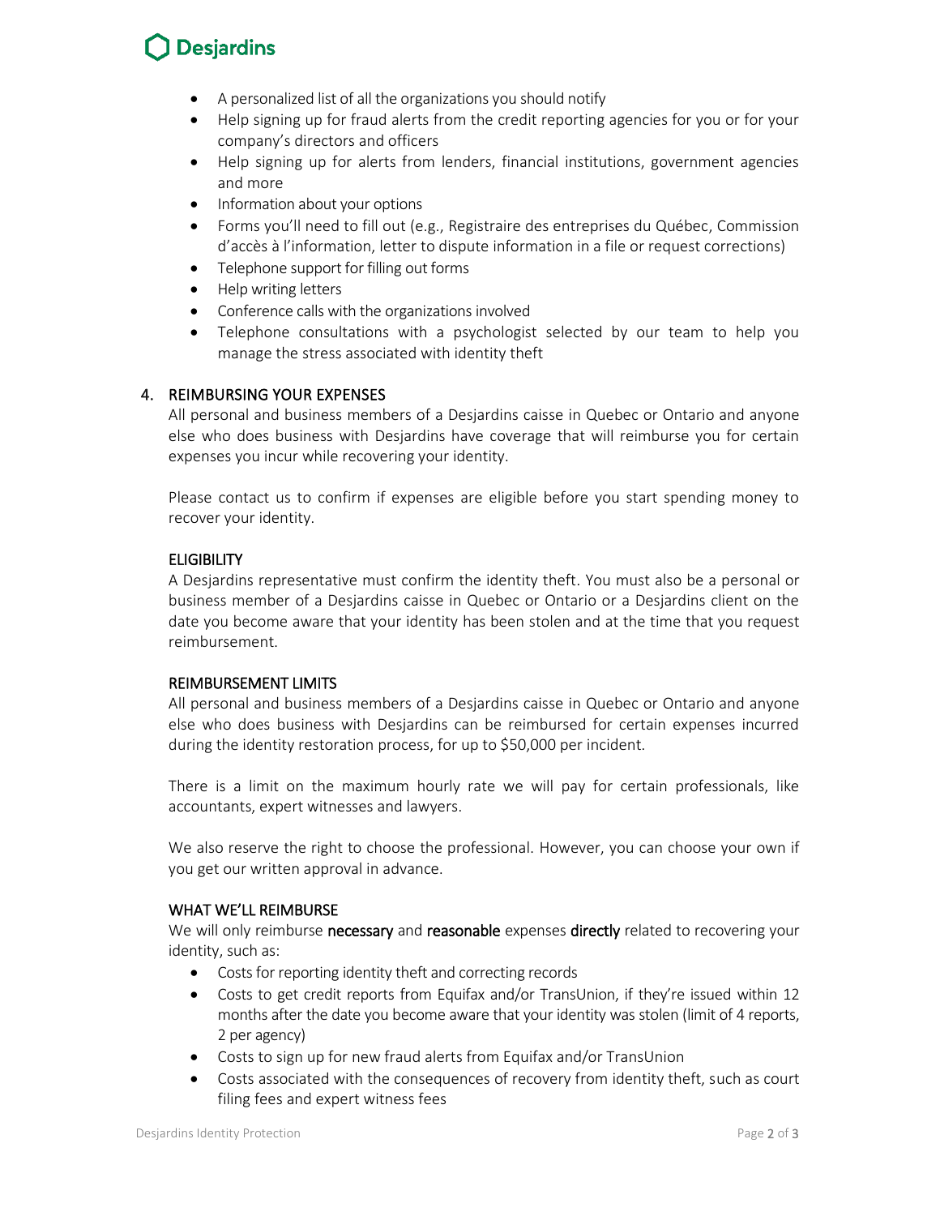- A personalized list of all the organizations you should notify
- Help signing up for fraud alerts from the credit reporting agencies for you or for your company's directors and officers
- Help signing up for alerts from lenders, financial institutions, government agencies and more
- Information about your options
- Forms you'll need to fill out (e.g., Registraire des entreprises du Québec, Commission d'accès à l'information, letter to dispute information in a file or request corrections)
- Telephone support for filling out forms
- Help writing letters
- Conference calls with the organizations involved
- Telephone consultations with a psychologist selected by our team to help you manage the stress associated with identity theft

## 4. REIMBURSING YOUR EXPENSES

All personal and business members of a Desjardins caisse in Quebec or Ontario and anyone else who does business with Desjardins have coverage that will reimburse you for certain expenses you incur while recovering your identity.

Please contact us to confirm if expenses are eligible before you start spending money to recover your identity.

### ELIGIBILITY

A Desjardins representative must confirm the identity theft. You must also be a personal or business member of a Desjardins caisse in Quebec or Ontario or a Desjardins client on the date you become aware that your identity has been stolen and at the time that you request reimbursement.

### REIMBURSEMENT LIMITS

All personal and business members of a Desjardins caisse in Quebec or Ontario and anyone else who does business with Desjardins can be reimbursed for certain expenses incurred during the identity restoration process, for up to $50,000 per incident.

There is a limit on the maximum hourly rate we will pay for certain professionals, like accountants, expert witnesses and lawyers.

We also reserve the right to choose the professional. However, you can choose your own if you get our written approval in advance.

### WHAT WE'LL REIMBURSE

We will only reimburse **necessary** and **reasonable** expenses **directly** related to recovering your identity, such as:

- Costs for reporting identity theft and correcting records
- Costs to get credit reports from Equifax and/or TransUnion, if they're issued within 12 months after the date you become aware that your identity was stolen (limit of 4 reports, 2 per agency)
- Costs to sign up for new fraud alerts from Equifax and/or TransUnion
- Costs associated with the consequences of recovery from identity theft, such as court filing fees and expert witness fees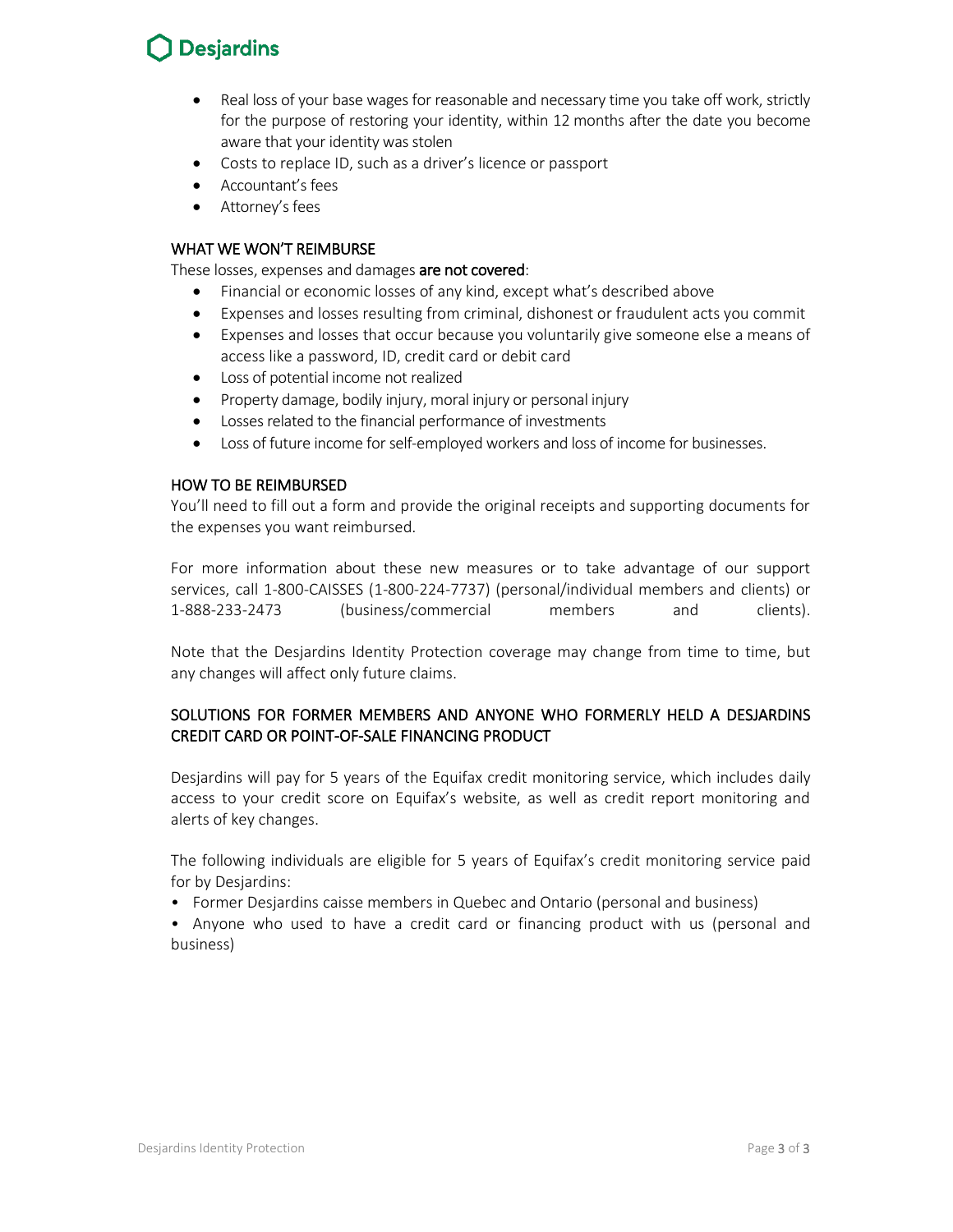- Real loss of your base wages for reasonable and necessary time you take off work, strictly for the purpose of restoring your identity, within 12 months after the date you become aware that your identity was stolen
- Costs to replace ID, such as a driver's licence or passport
- Accountant's fees
- Attorney's fees

## WHAT WE WON'T REIMBURSE

These losses, expenses and damages **are not covered**:

- Financial or economic losses of any kind, except what's described above
- Expenses and losses resulting from criminal, dishonest or fraudulent acts you commit
- Expenses and losses that occur because you voluntarily give someone else a means of access like a password, ID, credit card or debit card
- Loss of potential income not realized
- Property damage, bodily injury, moral injury or personal injury
- Losses related to the financial performance of investments
- Loss of future income for self-employed workers and loss of income for businesses.

## HOW TO BE REIMBURSED

You'll need to fill out a form and provide the original receipts and supporting documents for the expenses you want reimbursed.

For more information about these new measures or to take advantage of our support services, call 1-800-CAISSES (1-800-224-7737) (personal/individual members and clients) or 1-888-233-2473 (business/commercial members and clients).

Note that the Desjardins Identity Protection coverage may change from time to time, but any changes will affect only future claims.

## SOLUTIONS FOR FORMER MEMBERS AND ANYONE WHO FORMERLY HELD A DESJARDINS CREDIT CARD OR POINT-OF-SALE FINANCING PRODUCT

Desjardins will pay for 5 years of the Equifax credit monitoring service, which includes daily access to your credit score on Equifax's website, as well as credit report monitoring and alerts of key changes.

The following individuals are eligible for 5 years of Equifax's credit monitoring service paid for by Desjardins:

- Former Desjardins caisse members in Quebec and Ontario (personal and business)
- Anyone who used to have a credit card or financing product with us (personal and business)